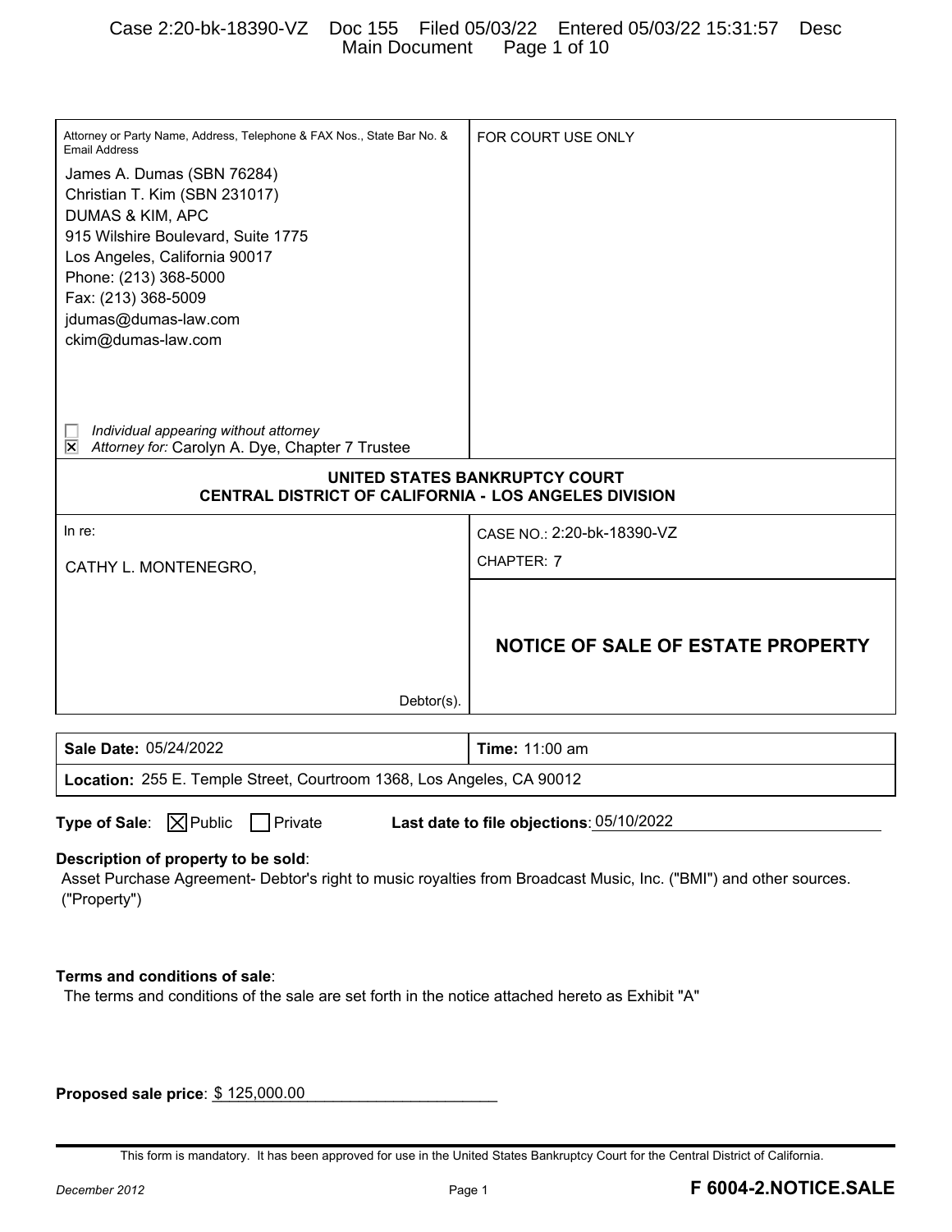| Attorney or Party Name, Address, Telephone & FAX Nos., State Bar No. & Email Address | FOR COURT USE ONLY |
|---|---|
| James A. Dumas (SBN 76284)<br>Christian T. Kim (SBN 231017)<br>DUMAS & KIM, APC<br>915 Wilshire Boulevard, Suite 1775<br>Los Angeles, California 90017<br>Phone: (213) 368-5000<br>Fax: (213) 368-5009<br>jdumas@dumas-law.com<br>ckim@dumas-law.com<br><br>☐ *Individual appearing without attorney*<br>☒ *Attorney for:* Carolyn A. Dye, Chapter 7 Trustee | |

**UNITED STATES BANKRUPTCY COURT**
**CENTRAL DISTRICT OF CALIFORNIA - LOS ANGELES DIVISION**

| In re: | CASE NO.: 2:20-bk-18390-VZ |
|---|---|
| CATHY L. MONTENEGRO, | CHAPTER: 7 |
| Debtor(s). | **NOTICE OF SALE OF ESTATE PROPERTY** |

| **Sale Date:** 05/24/2022 | **Time:** 11:00 am |
|---|---|
| **Location:** 255 E. Temple Street, Courtroom 1368, Los Angeles, CA 90012 | |

**Type of Sale**: ☒ Public ☐ Private **Last date to file objections**: 05/10/2022

**Description of property to be sold**:
Asset Purchase Agreement- Debtor's right to music royalties from Broadcast Music, Inc. ("BMI") and other sources. ("Property")

**Terms and conditions of sale**:
The terms and conditions of the sale are set forth in the notice attached hereto as Exhibit "A"

**Proposed sale price**: $ 125,000.00

This form is mandatory. It has been approved for use in the United States Bankruptcy Court for the Central District of California.

December 2012 **F 6004-2.NOTICE.SALE**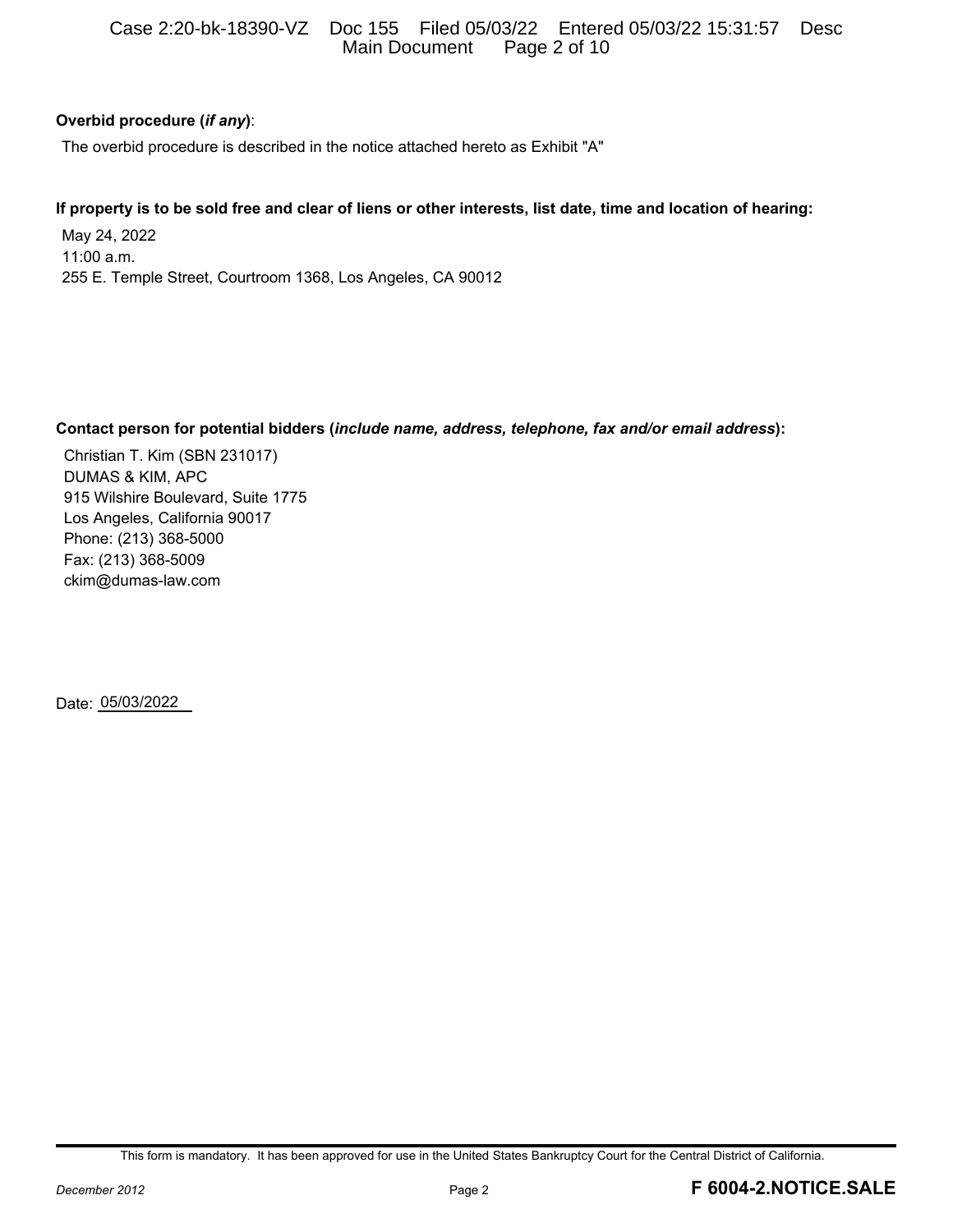**Overbid procedure (*if any*)**:

The overbid procedure is described in the notice attached hereto as Exhibit "A"

**If property is to be sold free and clear of liens or other interests, list date, time and location of hearing:**

May 24, 2022
11:00 a.m.
255 E. Temple Street, Courtroom 1368, Los Angeles, CA 90012

**Contact person for potential bidders (*include name, address, telephone, fax and/or email address*):**

Christian T. Kim (SBN 231017)
DUMAS & KIM, APC
915 Wilshire Boulevard, Suite 1775
Los Angeles, California 90017
Phone: (213) 368-5000
Fax: (213) 368-5009
ckim@dumas-law.com

Date: 05/03/2022

This form is mandatory. It has been approved for use in the United States Bankruptcy Court for the Central District of California.

December 2012 **F 6004-2.NOTICE.SALE**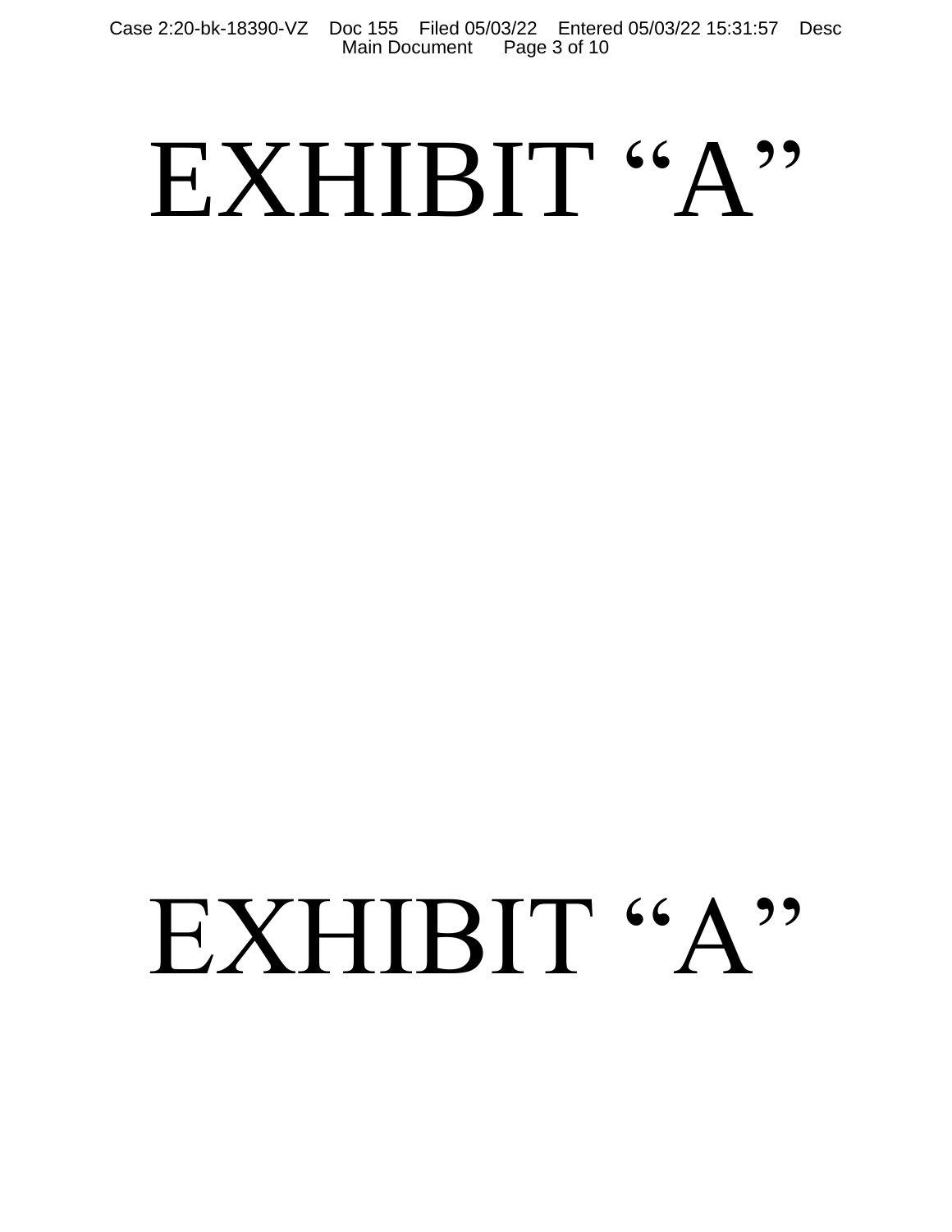# EXHIBIT "A"

# EXHIBIT "A"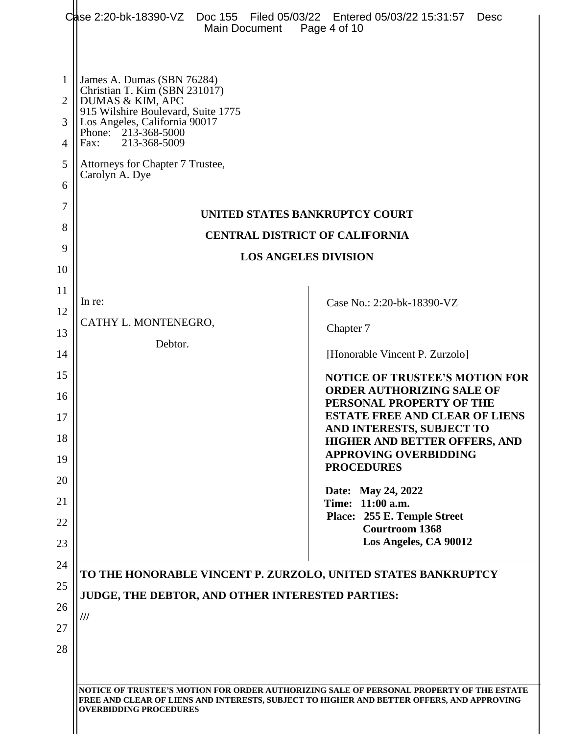James A. Dumas (SBN 76284)
Christian T. Kim (SBN 231017)
DUMAS & KIM, APC
915 Wilshire Boulevard, Suite 1775
Los Angeles, California 90017
Phone: 213-368-5000
Fax: 213-368-5009

Attorneys for Chapter 7 Trustee,
Carolyn A. Dye

**UNITED STATES BANKRUPTCY COURT**

**CENTRAL DISTRICT OF CALIFORNIA**

**LOS ANGELES DIVISION**

In re:

CATHY L. MONTENEGRO,

Debtor.

Case No.: 2:20-bk-18390-VZ

Chapter 7

[Honorable Vincent P. Zurzolo]

**NOTICE OF TRUSTEE'S MOTION FOR ORDER AUTHORIZING SALE OF PERSONAL PROPERTY OF THE ESTATE FREE AND CLEAR OF LIENS AND INTERESTS, SUBJECT TO HIGHER AND BETTER OFFERS, AND APPROVING OVERBIDDING PROCEDURES**

**Date: May 24, 2022**
**Time: 11:00 a.m.**
**Place: 255 E. Temple Street**
**Courtroom 1368**
**Los Angeles, CA 90012**

**TO THE HONORABLE VINCENT P. ZURZOLO, UNITED STATES BANKRUPTCY JUDGE, THE DEBTOR, AND OTHER INTERESTED PARTIES:**

///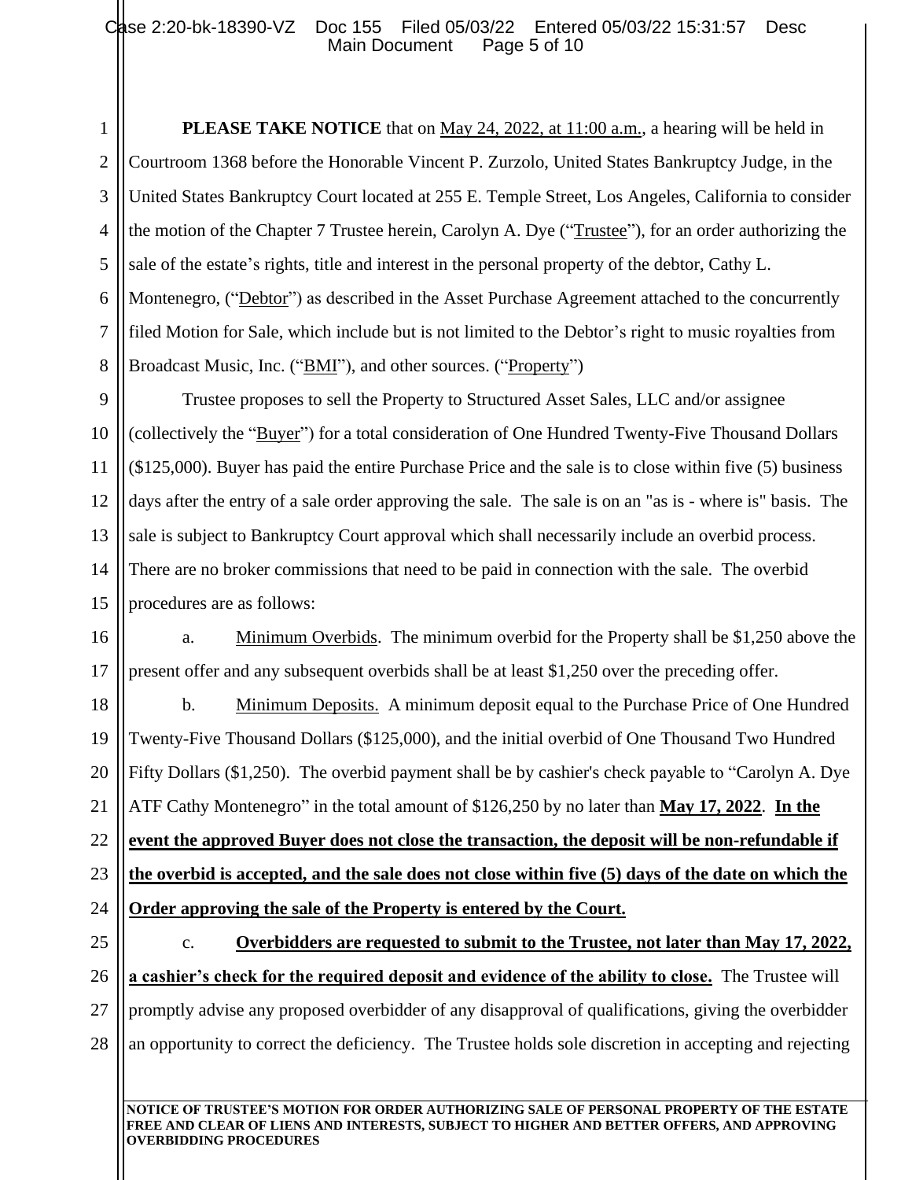**PLEASE TAKE NOTICE** that on May 24, 2022, at 11:00 a.m., a hearing will be held in Courtroom 1368 before the Honorable Vincent P. Zurzolo, United States Bankruptcy Judge, in the United States Bankruptcy Court located at 255 E. Temple Street, Los Angeles, California to consider the motion of the Chapter 7 Trustee herein, Carolyn A. Dye ("Trustee"), for an order authorizing the sale of the estate's rights, title and interest in the personal property of the debtor, Cathy L. Montenegro, ("Debtor") as described in the Asset Purchase Agreement attached to the concurrently filed Motion for Sale, which include but is not limited to the Debtor's right to music royalties from Broadcast Music, Inc. ("BMI"), and other sources. ("Property")

Trustee proposes to sell the Property to Structured Asset Sales, LLC and/or assignee (collectively the "Buyer") for a total consideration of One Hundred Twenty-Five Thousand Dollars ($125,000). Buyer has paid the entire Purchase Price and the sale is to close within five (5) business days after the entry of a sale order approving the sale. The sale is on an "as is - where is" basis. The sale is subject to Bankruptcy Court approval which shall necessarily include an overbid process. There are no broker commissions that need to be paid in connection with the sale. The overbid procedures are as follows:

a. Minimum Overbids. The minimum overbid for the Property shall be $1,250 above the present offer and any subsequent overbids shall be at least $1,250 over the preceding offer.

b. Minimum Deposits. A minimum deposit equal to the Purchase Price of One Hundred Twenty-Five Thousand Dollars ($125,000), and the initial overbid of One Thousand Two Hundred Fifty Dollars ($1,250). The overbid payment shall be by cashier's check payable to "Carolyn A. Dye ATF Cathy Montenegro" in the total amount of $126,250 by no later than **May 17, 2022**. **In the event the approved Buyer does not close the transaction, the deposit will be non-refundable if the overbid is accepted, and the sale does not close within five (5) days of the date on which the Order approving the sale of the Property is entered by the Court.**

c. **Overbidders are requested to submit to the Trustee, not later than May 17, 2022, a cashier's check for the required deposit and evidence of the ability to close.** The Trustee will promptly advise any proposed overbidder of any disapproval of qualifications, giving the overbidder an opportunity to correct the deficiency. The Trustee holds sole discretion in accepting and rejecting

NOTICE OF TRUSTEE'S MOTION FOR ORDER AUTHORIZING SALE OF PERSONAL PROPERTY OF THE ESTATE FREE AND CLEAR OF LIENS AND INTERESTS, SUBJECT TO HIGHER AND BETTER OFFERS, AND APPROVING OVERBIDDING PROCEDURES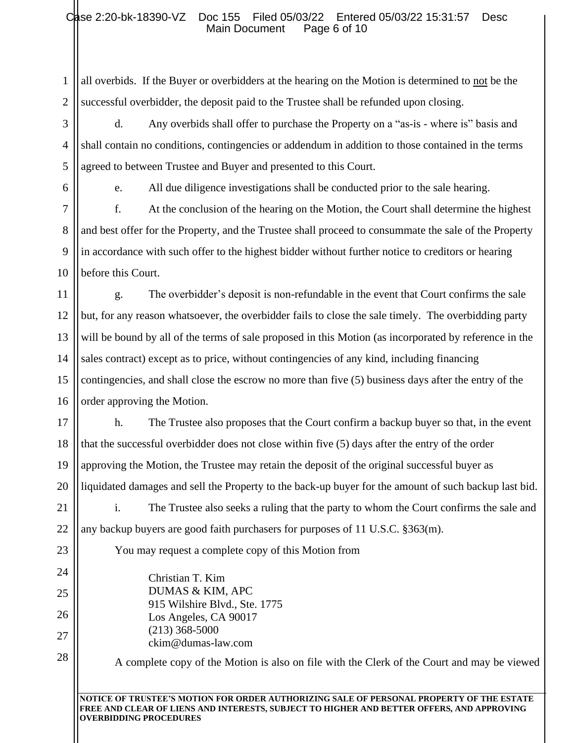all overbids. If the Buyer or overbidders at the hearing on the Motion is determined to not be the successful overbidder, the deposit paid to the Trustee shall be refunded upon closing.

d. Any overbids shall offer to purchase the Property on a "as-is - where is" basis and shall contain no conditions, contingencies or addendum in addition to those contained in the terms agreed to between Trustee and Buyer and presented to this Court.

e. All due diligence investigations shall be conducted prior to the sale hearing.

f. At the conclusion of the hearing on the Motion, the Court shall determine the highest and best offer for the Property, and the Trustee shall proceed to consummate the sale of the Property in accordance with such offer to the highest bidder without further notice to creditors or hearing before this Court.

g. The overbidder's deposit is non-refundable in the event that Court confirms the sale but, for any reason whatsoever, the overbidder fails to close the sale timely. The overbidding party will be bound by all of the terms of sale proposed in this Motion (as incorporated by reference in the sales contract) except as to price, without contingencies of any kind, including financing contingencies, and shall close the escrow no more than five (5) business days after the entry of the order approving the Motion.

h. The Trustee also proposes that the Court confirm a backup buyer so that, in the event that the successful overbidder does not close within five (5) days after the entry of the order approving the Motion, the Trustee may retain the deposit of the original successful buyer as liquidated damages and sell the Property to the back-up buyer for the amount of such backup last bid.

i. The Trustee also seeks a ruling that the party to whom the Court confirms the sale and any backup buyers are good faith purchasers for purposes of 11 U.S.C. §363(m).

You may request a complete copy of this Motion from

Christian T. Kim
DUMAS & KIM, APC
915 Wilshire Blvd., Ste. 1775
Los Angeles, CA 90017
(213) 368-5000
ckim@dumas-law.com

A complete copy of the Motion is also on file with the Clerk of the Court and may be viewed

NOTICE OF TRUSTEE'S MOTION FOR ORDER AUTHORIZING SALE OF PERSONAL PROPERTY OF THE ESTATE FREE AND CLEAR OF LIENS AND INTERESTS, SUBJECT TO HIGHER AND BETTER OFFERS, AND APPROVING OVERBIDDING PROCEDURES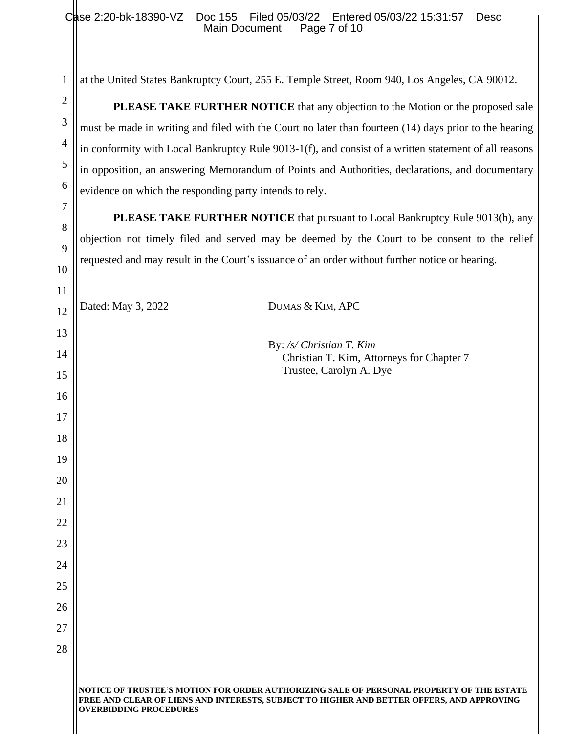at the United States Bankruptcy Court, 255 E. Temple Street, Room 940, Los Angeles, CA 90012.

**PLEASE TAKE FURTHER NOTICE** that any objection to the Motion or the proposed sale must be made in writing and filed with the Court no later than fourteen (14) days prior to the hearing in conformity with Local Bankruptcy Rule 9013-1(f), and consist of a written statement of all reasons in opposition, an answering Memorandum of Points and Authorities, declarations, and documentary evidence on which the responding party intends to rely.

**PLEASE TAKE FURTHER NOTICE** that pursuant to Local Bankruptcy Rule 9013(h), any objection not timely filed and served may be deemed by the Court to be consent to the relief requested and may result in the Court's issuance of an order without further notice or hearing.

Dated: May 3, 2022

DUMAS & KIM, APC

By: */s/ Christian T. Kim*
Christian T. Kim, Attorneys for Chapter 7 Trustee, Carolyn A. Dye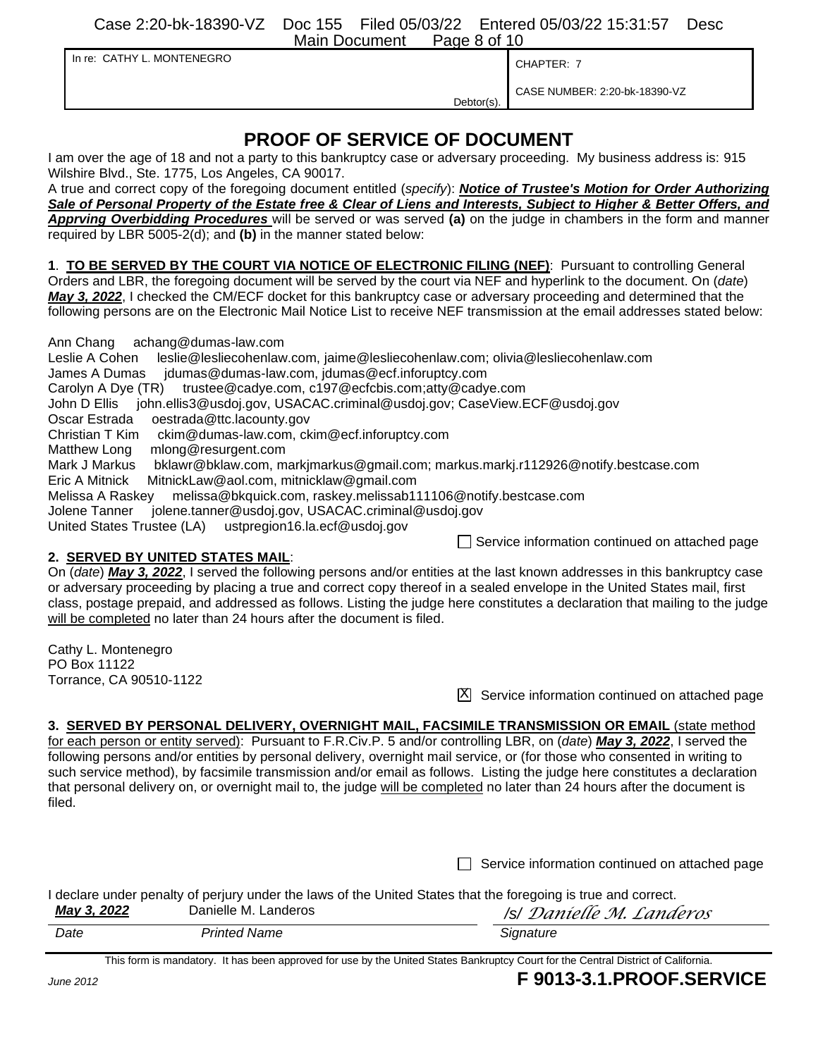| In re: CATHY L. MONTENEGRO | CHAPTER: 7 |
| --- | --- |
| Debtor(s). | CASE NUMBER: 2:20-bk-18390-VZ |

# PROOF OF SERVICE OF DOCUMENT

I am over the age of 18 and not a party to this bankruptcy case or adversary proceeding. My business address is: 915 Wilshire Blvd., Ste. 1775, Los Angeles, CA 90017.

A true and correct copy of the foregoing document entitled (*specify*): ***Notice of Trustee's Motion for Order Authorizing Sale of Personal Property of the Estate free & Clear of Liens and Interests, Subject to Higher & Better Offers, and Apprving Overbidding Procedures*** will be served or was served **(a)** on the judge in chambers in the form and manner required by LBR 5005-2(d); and **(b)** in the manner stated below:

**1**. **TO BE SERVED BY THE COURT VIA NOTICE OF ELECTRONIC FILING (NEF)**: Pursuant to controlling General Orders and LBR, the foregoing document will be served by the court via NEF and hyperlink to the document. On (*date*) ***May 3, 2022***, I checked the CM/ECF docket for this bankruptcy case or adversary proceeding and determined that the following persons are on the Electronic Mail Notice List to receive NEF transmission at the email addresses stated below:

Ann Chang achang@dumas-law.com
Leslie A Cohen leslie@lesliecohenlaw.com, jaime@lesliecohenlaw.com; olivia@lesliecohenlaw.com
James A Dumas jdumas@dumas-law.com, jdumas@ecf.inforuptcy.com
Carolyn A Dye (TR) trustee@cadye.com, c197@ecfcbis.com;atty@cadye.com
John D Ellis john.ellis3@usdoj.gov, USACAC.criminal@usdoj.gov; CaseView.ECF@usdoj.gov
Oscar Estrada oestrada@ttc.lacounty.gov
Christian T Kim ckim@dumas-law.com, ckim@ecf.inforuptcy.com
Matthew Long mlong@resurgent.com
Mark J Markus bklawr@bklaw.com, markjmarkus@gmail.com; markus.markj.r112926@notify.bestcase.com
Eric A Mitnick MitnickLaw@aol.com, mitnicklaw@gmail.com
Melissa A Raskey melissa@bkquick.com, raskey.melissab111106@notify.bestcase.com
Jolene Tanner jolene.tanner@usdoj.gov, USACAC.criminal@usdoj.gov
United States Trustee (LA) ustpregion16.la.ecf@usdoj.gov

☐ Service information continued on attached page

**2. SERVED BY UNITED STATES MAIL**:
On (*date*) ***May 3, 2022***, I served the following persons and/or entities at the last known addresses in this bankruptcy case or adversary proceeding by placing a true and correct copy thereof in a sealed envelope in the United States mail, first class, postage prepaid, and addressed as follows. Listing the judge here constitutes a declaration that mailing to the judge will be completed no later than 24 hours after the document is filed.

Cathy L. Montenegro
PO Box 11122
Torrance, CA 90510-1122

☒ Service information continued on attached page

**3. SERVED BY PERSONAL DELIVERY, OVERNIGHT MAIL, FACSIMILE TRANSMISSION OR EMAIL** (state method for each person or entity served): Pursuant to F.R.Civ.P. 5 and/or controlling LBR, on (*date*) ***May 3, 2022***, I served the following persons and/or entities by personal delivery, overnight mail service, or (for those who consented in writing to such service method), by facsimile transmission and/or email as follows. Listing the judge here constitutes a declaration that personal delivery on, or overnight mail to, the judge will be completed no later than 24 hours after the document is filed.

☐ Service information continued on attached page

I declare under penalty of perjury under the laws of the United States that the foregoing is true and correct.

| ***May 3, 2022*** | Danielle M. Landeros | */s/ Danielle M. Landeros* |
| --- | --- | --- |
| *Date* | *Printed Name* | *Signature* |

This form is mandatory. It has been approved for use by the United States Bankruptcy Court for the Central District of California.

*June 2012* **F 9013-3.1.PROOF.SERVICE**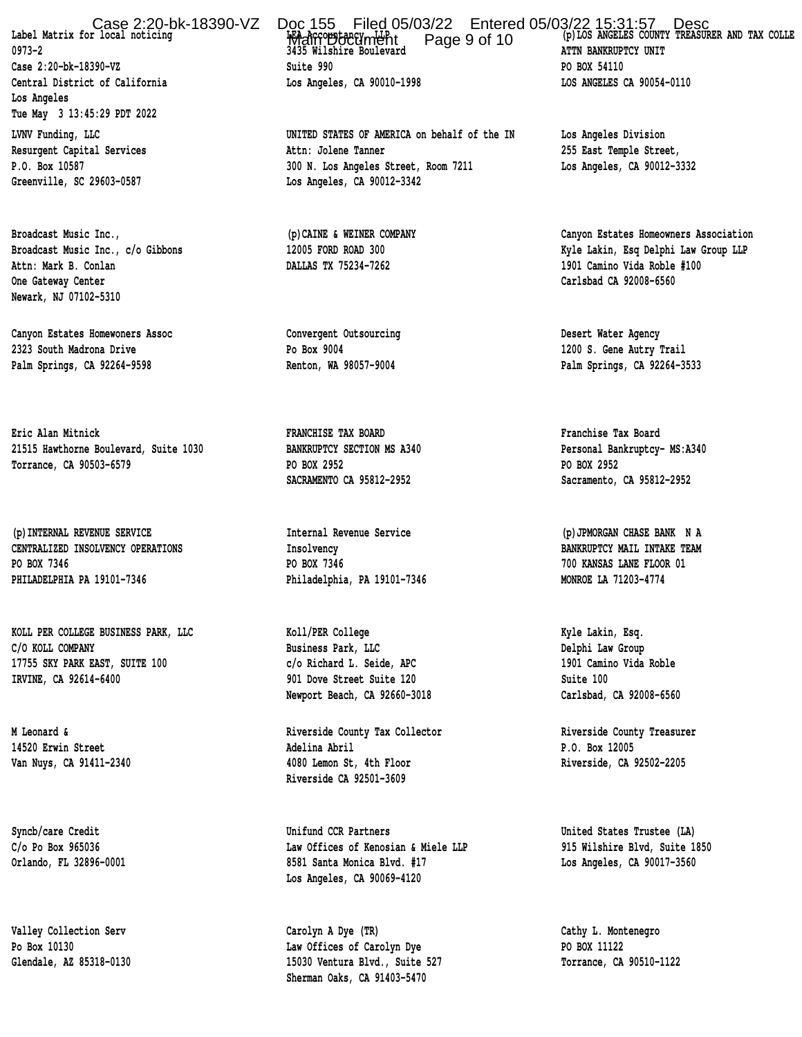Label Matrix for local noticing
0973-2
Case 2:20-bk-18390-VZ
Central District of California
Los Angeles
Tue May 3 13:45:29 PDT 2022

LEA Accountancy, LLP
3435 Wilshire Boulevard
Suite 990
Los Angeles, CA 90010-1998

(p)LOS ANGELES COUNTY TREASURER AND TAX COLLE
ATTN BANKRUPTCY UNIT
PO BOX 54110
LOS ANGELES CA 90054-0110

LVNV Funding, LLC
Resurgent Capital Services
P.O. Box 10587
Greenville, SC 29603-0587

UNITED STATES OF AMERICA on behalf of the IN
Attn: Jolene Tanner
300 N. Los Angeles Street, Room 7211
Los Angeles, CA 90012-3342

Los Angeles Division
255 East Temple Street,
Los Angeles, CA 90012-3332

Broadcast Music Inc.,
Broadcast Music Inc., c/o Gibbons
Attn: Mark B. Conlan
One Gateway Center
Newark, NJ 07102-5310

(p)CAINE & WEINER COMPANY
12005 FORD ROAD 300
DALLAS TX 75234-7262

Canyon Estates Homeowners Association
Kyle Lakin, Esq Delphi Law Group LLP
1901 Camino Vida Roble #100
Carlsbad CA 92008-6560

Canyon Estates Homewoners Assoc
2323 South Madrona Drive
Palm Springs, CA 92264-9598

Convergent Outsourcing
Po Box 9004
Renton, WA 98057-9004

Desert Water Agency
1200 S. Gene Autry Trail
Palm Springs, CA 92264-3533

Eric Alan Mitnick
21515 Hawthorne Boulevard, Suite 1030
Torrance, CA 90503-6579

FRANCHISE TAX BOARD
BANKRUPTCY SECTION MS A340
PO BOX 2952
SACRAMENTO CA 95812-2952

Franchise Tax Board
Personal Bankruptcy- MS:A340
PO BOX 2952
Sacramento, CA 95812-2952

(p)INTERNAL REVENUE SERVICE
CENTRALIZED INSOLVENCY OPERATIONS
PO BOX 7346
PHILADELPHIA PA 19101-7346

Internal Revenue Service
Insolvency
PO BOX 7346
Philadelphia, PA 19101-7346

(p)JPMORGAN CHASE BANK N A
BANKRUPTCY MAIL INTAKE TEAM
700 KANSAS LANE FLOOR 01
MONROE LA 71203-4774

KOLL PER COLLEGE BUSINESS PARK, LLC
C/O KOLL COMPANY
17755 SKY PARK EAST, SUITE 100
IRVINE, CA 92614-6400

Koll/PER College
Business Park, LLC
c/o Richard L. Seide, APC
901 Dove Street Suite 120
Newport Beach, CA 92660-3018

Kyle Lakin, Esq.
Delphi Law Group
1901 Camino Vida Roble
Suite 100
Carlsbad, CA 92008-6560

M Leonard &
14520 Erwin Street
Van Nuys, CA 91411-2340

Riverside County Tax Collector
Adelina Abril
4080 Lemon St, 4th Floor
Riverside CA 92501-3609

Riverside County Treasurer
P.O. Box 12005
Riverside, CA 92502-2205

Syncb/care Credit
C/o Po Box 965036
Orlando, FL 32896-0001

Unifund CCR Partners
Law Offices of Kenosian & Miele LLP
8581 Santa Monica Blvd. #17
Los Angeles, CA 90069-4120

United States Trustee (LA)
915 Wilshire Blvd, Suite 1850
Los Angeles, CA 90017-3560

Valley Collection Serv
Po Box 10130
Glendale, AZ 85318-0130

Carolyn A Dye (TR)
Law Offices of Carolyn Dye
15030 Ventura Blvd., Suite 527
Sherman Oaks, CA 91403-5470

Cathy L. Montenegro
PO BOX 11122
Torrance, CA 90510-1122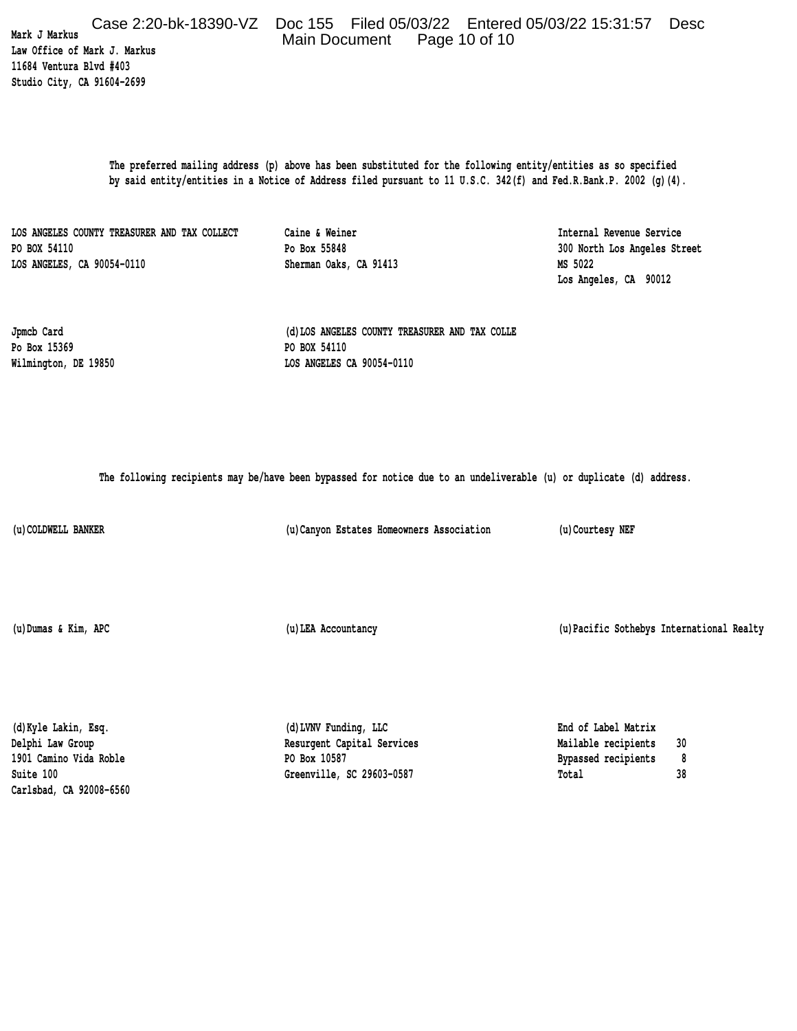Mark J Markus
Law Office of Mark J. Markus
11684 Ventura Blvd #403
Studio City, CA 91604-2699

The preferred mailing address (p) above has been substituted for the following entity/entities as so specified by said entity/entities in a Notice of Address filed pursuant to 11 U.S.C. 342(f) and Fed.R.Bank.P. 2002 (g)(4).

LOS ANGELES COUNTY TREASURER AND TAX COLLECT
PO BOX 54110
LOS ANGELES, CA 90054-0110

Caine & Weiner
Po Box 55848
Sherman Oaks, CA 91413

Internal Revenue Service
300 North Los Angeles Street
MS 5022
Los Angeles, CA 90012

Jpmcb Card
Po Box 15369
Wilmington, DE 19850

(d)LOS ANGELES COUNTY TREASURER AND TAX COLLE
PO BOX 54110
LOS ANGELES CA 90054-0110

The following recipients may be/have been bypassed for notice due to an undeliverable (u) or duplicate (d) address.

(u)COLDWELL BANKER

(u)Canyon Estates Homeowners Association

(u)Courtesy NEF

(u)Dumas & Kim, APC

(u)LEA Accountancy

(u)Pacific Sothebys International Realty

(d)Kyle Lakin, Esq.
Delphi Law Group
1901 Camino Vida Roble
Suite 100
Carlsbad, CA 92008-6560

(d)LVNV Funding, LLC
Resurgent Capital Services
PO Box 10587
Greenville, SC 29603-0587

| | |
|---|---|
| End of Label Matrix | |
| Mailable recipients | 30 |
| Bypassed recipients | 8 |
| Total | 38 |